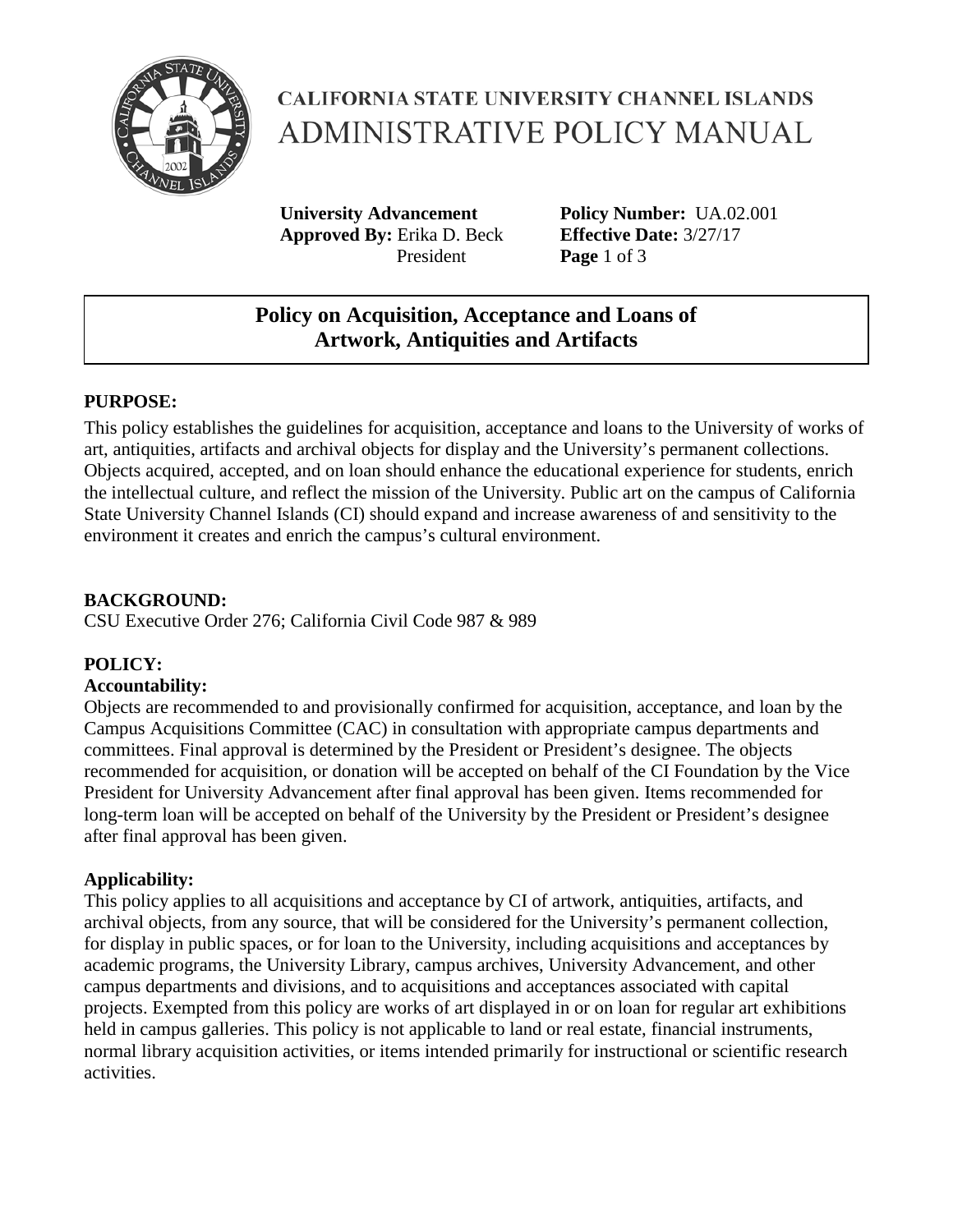# CALIFORNIA STATE UNIVERSITY CHANNEL ISLANDS ADMINISTRATIVE POLICY MANUAL

**University Advancement**
**Approved By:** Erika D. Beck
President

**Policy Number:** UA.02.001
**Effective Date:** 3/27/17

## Policy on Acquisition, Acceptance and Loans of Artwork, Antiquities and Artifacts

### PURPOSE:

This policy establishes the guidelines for acquisition, acceptance and loans to the University of works of art, antiquities, artifacts and archival objects for display and the University's permanent collections. Objects acquired, accepted, and on loan should enhance the educational experience for students, enrich the intellectual culture, and reflect the mission of the University. Public art on the campus of California State University Channel Islands (CI) should expand and increase awareness of and sensitivity to the environment it creates and enrich the campus's cultural environment.

### BACKGROUND:

CSU Executive Order 276; California Civil Code 987 & 989

### POLICY:

**Accountability:**

Objects are recommended to and provisionally confirmed for acquisition, acceptance, and loan by the Campus Acquisitions Committee (CAC) in consultation with appropriate campus departments and committees. Final approval is determined by the President or President's designee. The objects recommended for acquisition, or donation will be accepted on behalf of the CI Foundation by the Vice President for University Advancement after final approval has been given. Items recommended for long-term loan will be accepted on behalf of the University by the President or President's designee after final approval has been given.

**Applicability:**

This policy applies to all acquisitions and acceptance by CI of artwork, antiquities, artifacts, and archival objects, from any source, that will be considered for the University's permanent collection, for display in public spaces, or for loan to the University, including acquisitions and acceptances by academic programs, the University Library, campus archives, University Advancement, and other campus departments and divisions, and to acquisitions and acceptances associated with capital projects. Exempted from this policy are works of art displayed in or on loan for regular art exhibitions held in campus galleries. This policy is not applicable to land or real estate, financial instruments, normal library acquisition activities, or items intended primarily for instructional or scientific research activities.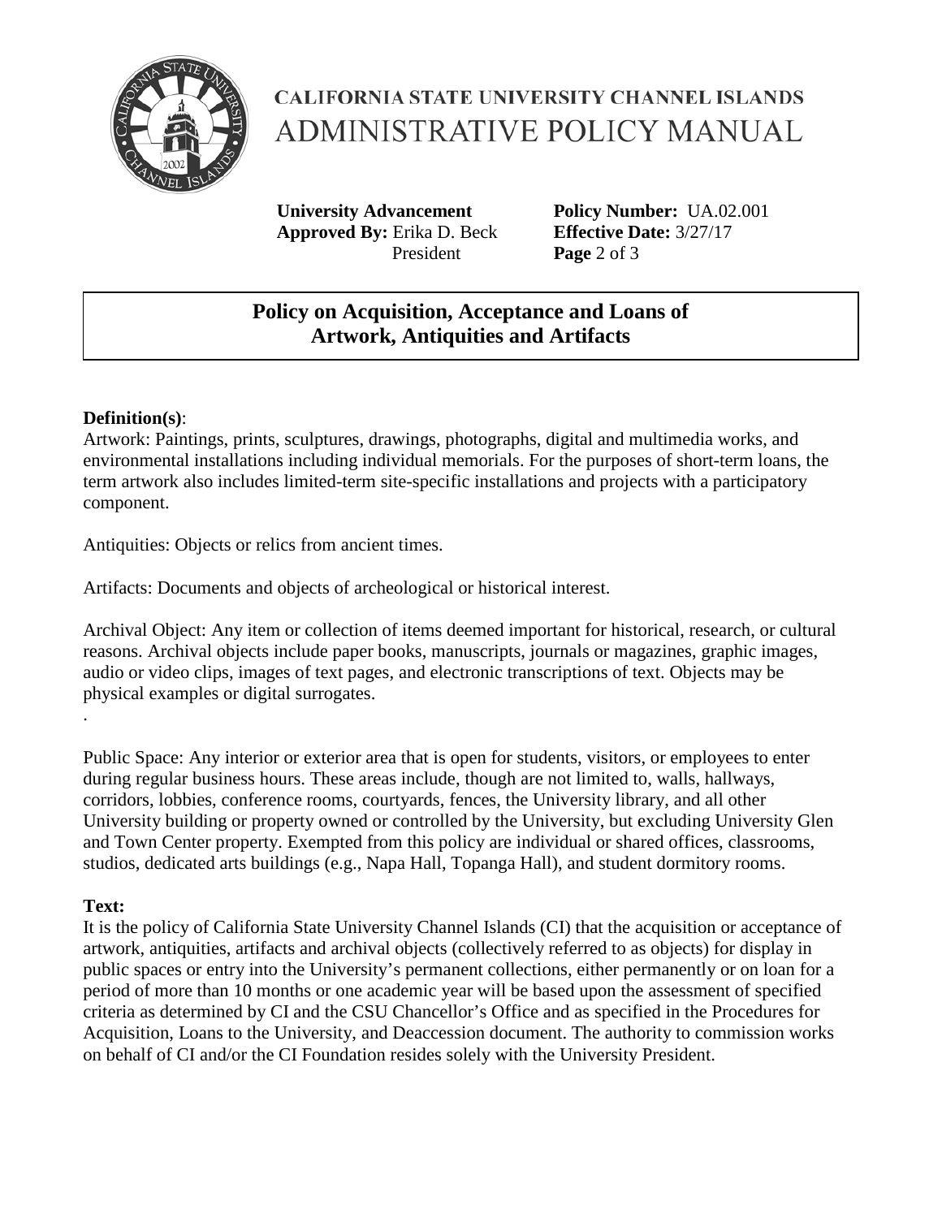## Policy on Acquisition, Acceptance and Loans of Artwork, Antiquities and Artifacts

**Definition(s)**:

Artwork: Paintings, prints, sculptures, drawings, photographs, digital and multimedia works, and environmental installations including individual memorials. For the purposes of short-term loans, the term artwork also includes limited-term site-specific installations and projects with a participatory component.

Antiquities: Objects or relics from ancient times.

Artifacts: Documents and objects of archeological or historical interest.

Archival Object: Any item or collection of items deemed important for historical, research, or cultural reasons. Archival objects include paper books, manuscripts, journals or magazines, graphic images, audio or video clips, images of text pages, and electronic transcriptions of text. Objects may be physical examples or digital surrogates.

.

Public Space: Any interior or exterior area that is open for students, visitors, or employees to enter during regular business hours. These areas include, though are not limited to, walls, hallways, corridors, lobbies, conference rooms, courtyards, fences, the University library, and all other University building or property owned or controlled by the University, but excluding University Glen and Town Center property. Exempted from this policy are individual or shared offices, classrooms, studios, dedicated arts buildings (e.g., Napa Hall, Topanga Hall), and student dormitory rooms.

**Text:**

It is the policy of California State University Channel Islands (CI) that the acquisition or acceptance of artwork, antiquities, artifacts and archival objects (collectively referred to as objects) for display in public spaces or entry into the University's permanent collections, either permanently or on loan for a period of more than 10 months or one academic year will be based upon the assessment of specified criteria as determined by CI and the CSU Chancellor's Office and as specified in the Procedures for Acquisition, Loans to the University, and Deaccession document. The authority to commission works on behalf of CI and/or the CI Foundation resides solely with the University President.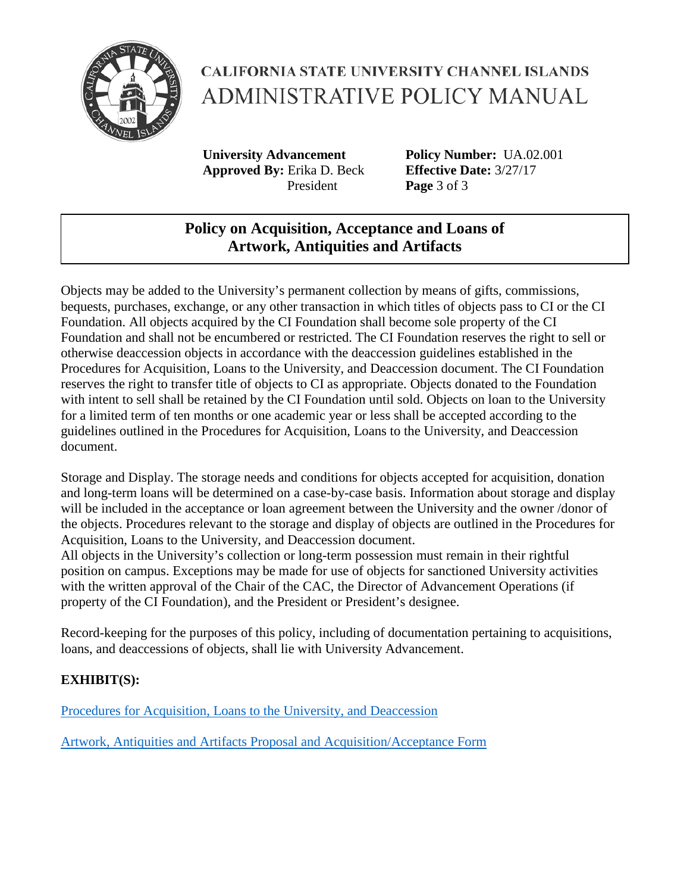Objects may be added to the University's permanent collection by means of gifts, commissions, bequests, purchases, exchange, or any other transaction in which titles of objects pass to CI or the CI Foundation. All objects acquired by the CI Foundation shall become sole property of the CI Foundation and shall not be encumbered or restricted. The CI Foundation reserves the right to sell or otherwise deaccession objects in accordance with the deaccession guidelines established in the Procedures for Acquisition, Loans to the University, and Deaccession document. The CI Foundation reserves the right to transfer title of objects to CI as appropriate. Objects donated to the Foundation with intent to sell shall be retained by the CI Foundation until sold. Objects on loan to the University for a limited term of ten months or one academic year or less shall be accepted according to the guidelines outlined in the Procedures for Acquisition, Loans to the University, and Deaccession document.

Storage and Display. The storage needs and conditions for objects accepted for acquisition, donation and long-term loans will be determined on a case-by-case basis. Information about storage and display will be included in the acceptance or loan agreement between the University and the owner /donor of the objects. Procedures relevant to the storage and display of objects are outlined in the Procedures for Acquisition, Loans to the University, and Deaccession document.
All objects in the University's collection or long-term possession must remain in their rightful position on campus. Exceptions may be made for use of objects for sanctioned University activities with the written approval of the Chair of the CAC, the Director of Advancement Operations (if property of the CI Foundation), and the President or President's designee.

Record-keeping for the purposes of this policy, including of documentation pertaining to acquisitions, loans, and deaccessions of objects, shall lie with University Advancement.

**EXHIBIT(S):**

Procedures for Acquisition, Loans to the University, and Deaccession

Artwork, Antiquities and Artifacts Proposal and Acquisition/Acceptance Form